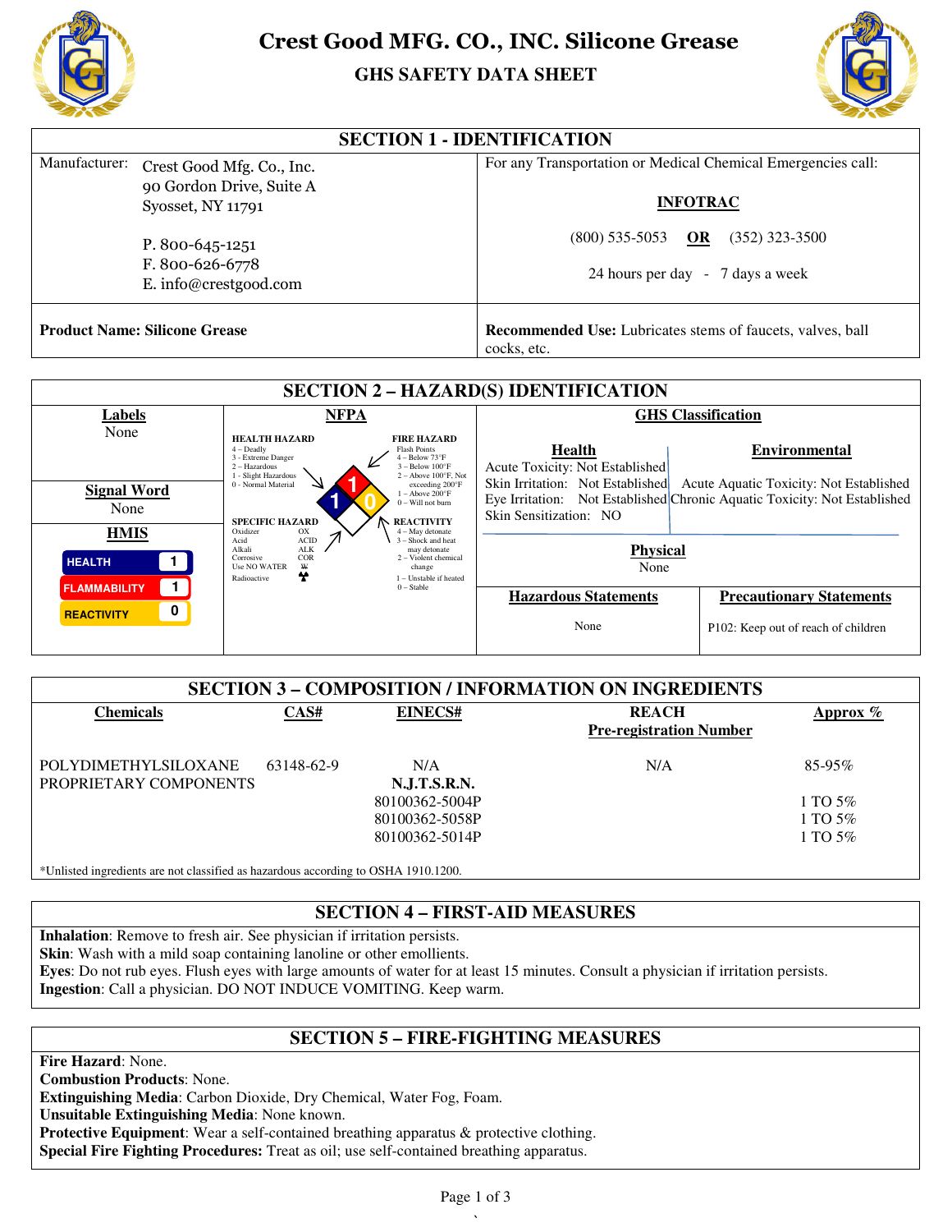# Crest Good MFG. CO., INC. Silicone Grease

## GHS SAFETY DATA SHEET

## SECTION 1 - IDENTIFICATION

| | |
|---|---|
| Manufacturer: Crest Good Mfg. Co., Inc.<br>90 Gordon Drive, Suite A<br>Syosset, NY 11791<br><br>P. 800-645-1251<br>F. 800-626-6778<br>E. info@crestgood.com | For any Transportation or Medical Chemical Emergencies call:<br><br>**INFOTRAC**<br><br>(800) 535-5053 **OR** (352) 323-3500<br><br>24 hours per day - 7 days a week |
| **Product Name: Silicone Grease** | **Recommended Use:** Lubricates stems of faucets, valves, ball cocks, etc. |

## SECTION 2 – HAZARD(S) IDENTIFICATION

**Labels**
None

**Signal Word**
None

**HMIS**

| | |
|---|---|
| HEALTH | 1 |
| FLAMMABILITY | 1 |
| REACTIVITY | 0 |

**NFPA**

Health: 1, Fire: 1, Reactivity: 0, Specific Hazard: (blank)

HEALTH HAZARD
4 – Deadly
3 - Extreme Danger
2 – Hazardous
1 - Slight Hazardous
0 - Normal Material

FIRE HAZARD
Flash Points
4 – Below 73°F
3 – Below 100°F
2 – Above 100°F, Not exceeding 200°F
1 – Above 200°F
0 – Will not burn

SPECIFIC HAZARD
Oxidizer OX
Acid ACID
Alkali ALK
Corrosive COR
Use NO WATER W
Radioactive

REACTIVITY
4 – May detonate
3 – Shock and heat may detonate
2 – Violent chemical change
1 – Unstable if heated
0 – Stable

**GHS Classification**

**Health**
Acute Toxicity: Not Established
Skin Irritation: Not Established
Eye Irritation: Not Established
Skin Sensitization: NO

**Environmental**
Acute Aquatic Toxicity: Not Established
Chronic Aquatic Toxicity: Not Established

**Physical**
None

| Hazardous Statements | Precautionary Statements |
|---|---|
| None | P102: Keep out of reach of children |

## SECTION 3 – COMPOSITION / INFORMATION ON INGREDIENTS

| Chemicals | CAS# | EINECS# | REACH Pre-registration Number | Approx % |
|---|---|---|---|---|
| POLYDIMETHYLSILOXANE | 63148-62-9 | N/A | N/A | 85-95% |
| PROPRIETARY COMPONENTS | | **N.J.T.S.R.N.** | | |
| | | 80100362-5004P | | 1 TO 5% |
| | | 80100362-5058P | | 1 TO 5% |
| | | 80100362-5014P | | 1 TO 5% |

*Unlisted ingredients are not classified as hazardous according to OSHA 1910.1200.

## SECTION 4 – FIRST-AID MEASURES

**Inhalation**: Remove to fresh air. See physician if irritation persists.
**Skin**: Wash with a mild soap containing lanoline or other emollients.
**Eyes**: Do not rub eyes. Flush eyes with large amounts of water for at least 15 minutes. Consult a physician if irritation persists.
**Ingestion**: Call a physician. DO NOT INDUCE VOMITING. Keep warm.

## SECTION 5 – FIRE-FIGHTING MEASURES

**Fire Hazard**: None.
**Combustion Products**: None.
**Extinguishing Media**: Carbon Dioxide, Dry Chemical, Water Fog, Foam.
**Unsuitable Extinguishing Media**: None known.
**Protective Equipment**: Wear a self-contained breathing apparatus & protective clothing.
**Special Fire Fighting Procedures:** Treat as oil; use self-contained breathing apparatus.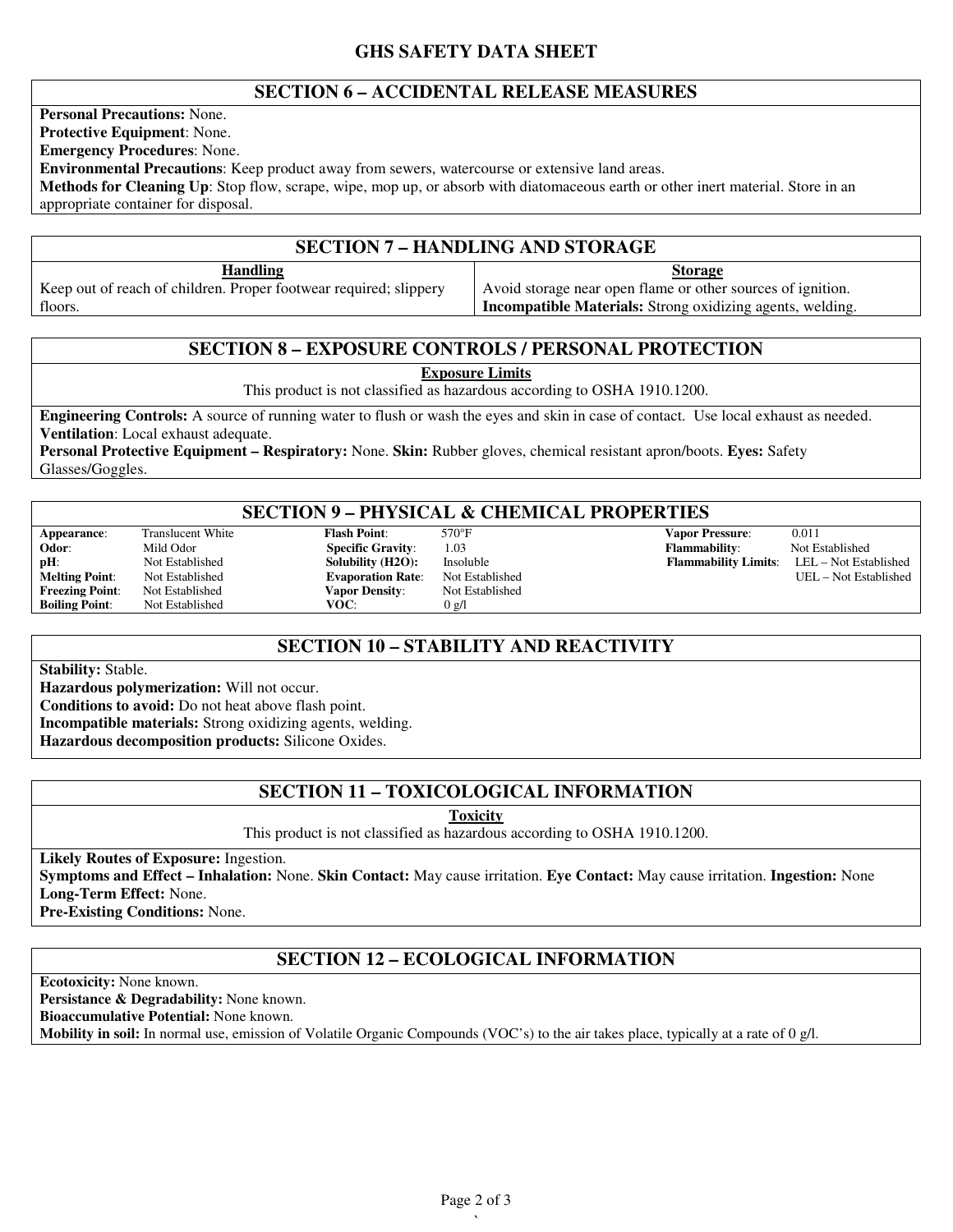# GHS SAFETY DATA SHEET

## SECTION 6 – ACCIDENTAL RELEASE MEASURES

**Personal Precautions:** None.
**Protective Equipment**: None.
**Emergency Procedures**: None.
**Environmental Precautions**: Keep product away from sewers, watercourse or extensive land areas.
**Methods for Cleaning Up**: Stop flow, scrape, wipe, mop up, or absorb with diatomaceous earth or other inert material. Store in an appropriate container for disposal.

## SECTION 7 – HANDLING AND STORAGE

| Handling | Storage |
|---|---|
| Keep out of reach of children. Proper footwear required; slippery floors. | Avoid storage near open flame or other sources of ignition. **Incompatible Materials:** Strong oxidizing agents, welding. |

## SECTION 8 – EXPOSURE CONTROLS / PERSONAL PROTECTION

**Exposure Limits**

This product is not classified as hazardous according to OSHA 1910.1200.

**Engineering Controls:** A source of running water to flush or wash the eyes and skin in case of contact. Use local exhaust as needed.
**Ventilation**: Local exhaust adequate.
**Personal Protective Equipment – Respiratory:** None. **Skin:** Rubber gloves, chemical resistant apron/boots. **Eyes:** Safety Glasses/Goggles.

## SECTION 9 – PHYSICAL & CHEMICAL PROPERTIES

| | | | | | |
|---|---|---|---|---|---|
| **Appearance**: | Translucent White | **Flash Point**: | 570°F | **Vapor Pressure**: | 0.011 |
| **Odor**: | Mild Odor | **Specific Gravity**: | 1.03 | **Flammability**: | Not Established |
| **pH**: | Not Established | **Solubility (H2O):** | Insoluble | **Flammability Limits**: | LEL – Not Established |
| **Melting Point**: | Not Established | **Evaporation Rate**: | Not Established | | UEL – Not Established |
| **Freezing Point**: | Not Established | **Vapor Density**: | Not Established | | |
| **Boiling Point**: | Not Established | **VOC**: | 0 g/l | | |

## SECTION 10 – STABILITY AND REACTIVITY

**Stability:** Stable.
**Hazardous polymerization:** Will not occur.
**Conditions to avoid:** Do not heat above flash point.
**Incompatible materials:** Strong oxidizing agents, welding.
**Hazardous decomposition products:** Silicone Oxides.

## SECTION 11 – TOXICOLOGICAL INFORMATION

**Toxicity**

This product is not classified as hazardous according to OSHA 1910.1200.

**Likely Routes of Exposure:** Ingestion.
**Symptoms and Effect – Inhalation:** None. **Skin Contact:** May cause irritation. **Eye Contact:** May cause irritation. **Ingestion:** None
**Long-Term Effect:** None.
**Pre-Existing Conditions:** None.

## SECTION 12 – ECOLOGICAL INFORMATION

**Ecotoxicity:** None known.
**Persistance & Degradability:** None known.
**Bioaccumulative Potential:** None known.
**Mobility in soil:** In normal use, emission of Volatile Organic Compounds (VOC's) to the air takes place, typically at a rate of 0 g/l.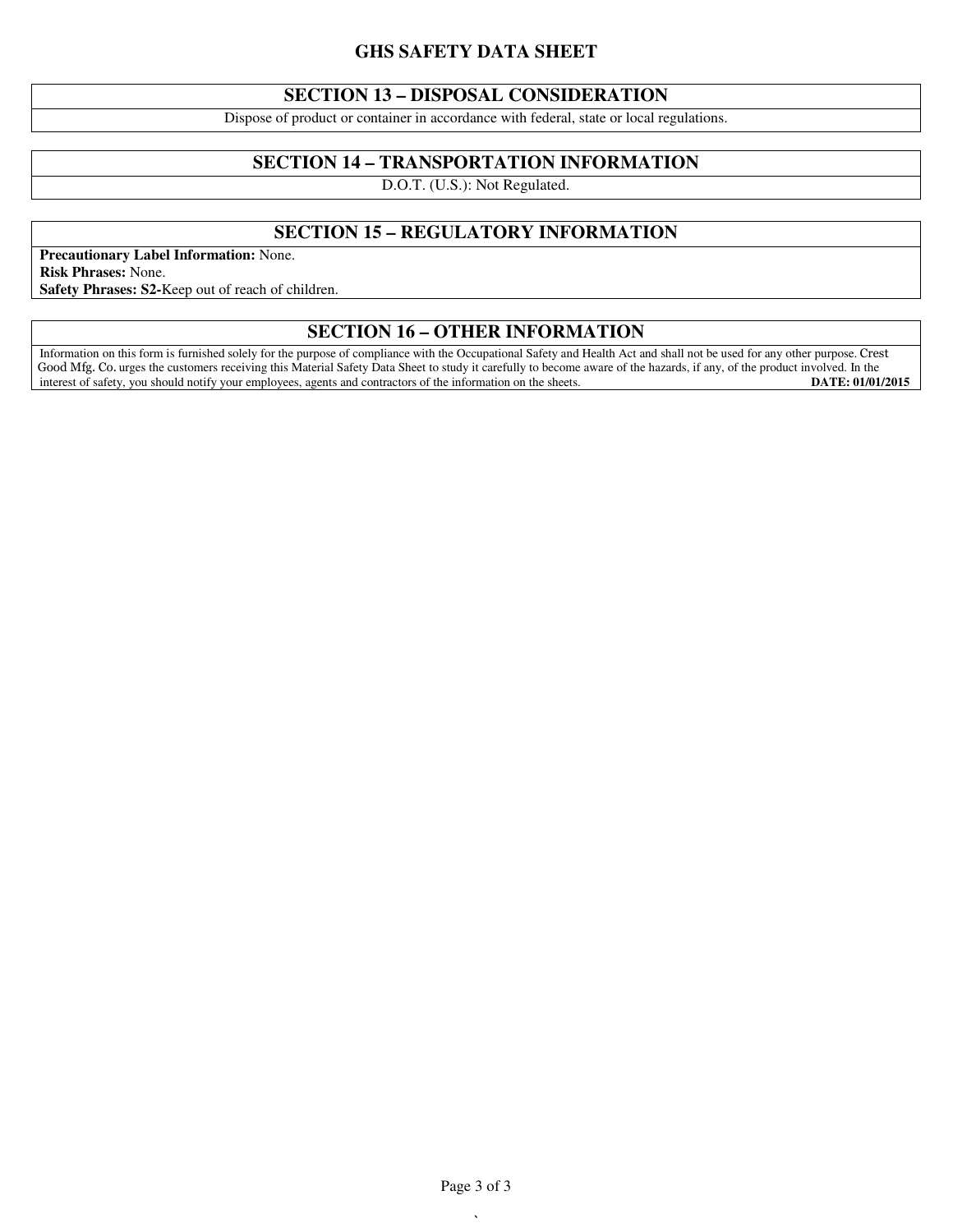## SECTION 13 – DISPOSAL CONSIDERATION

Dispose of product or container in accordance with federal, state or local regulations.

## SECTION 14 – TRANSPORTATION INFORMATION

D.O.T. (U.S.): Not Regulated.

## SECTION 15 – REGULATORY INFORMATION

**Precautionary Label Information:** None.
**Risk Phrases:** None.
**Safety Phrases: S2-**Keep out of reach of children.

## SECTION 16 – OTHER INFORMATION

Information on this form is furnished solely for the purpose of compliance with the Occupational Safety and Health Act and shall not be used for any other purpose. Crest Good Mfg. Co. urges the customers receiving this Material Safety Data Sheet to study it carefully to become aware of the hazards, if any, of the product involved. In the interest of safety, you should notify your employees, agents and contractors of the information on the sheets. **DATE: 01/01/2015**